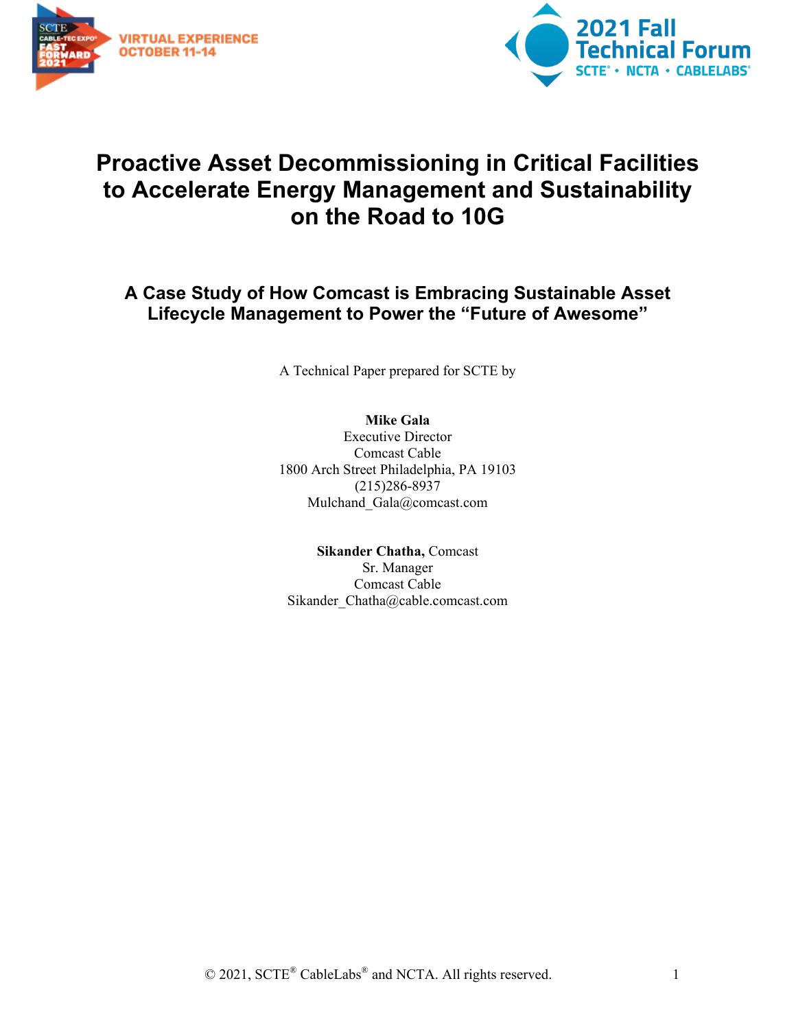# Proactive Asset Decommissioning in Critical Facilities to Accelerate Energy Management and Sustainability on the Road to 10G

## A Case Study of How Comcast is Embracing Sustainable Asset Lifecycle Management to Power the "Future of Awesome"

A Technical Paper prepared for SCTE by

**Mike Gala**
Executive Director
Comcast Cable
1800 Arch Street Philadelphia, PA 19103
(215)286-8937
Mulchand_Gala@comcast.com

**Sikander Chatha,** Comcast
Sr. Manager
Comcast Cable
Sikander_Chatha@cable.comcast.com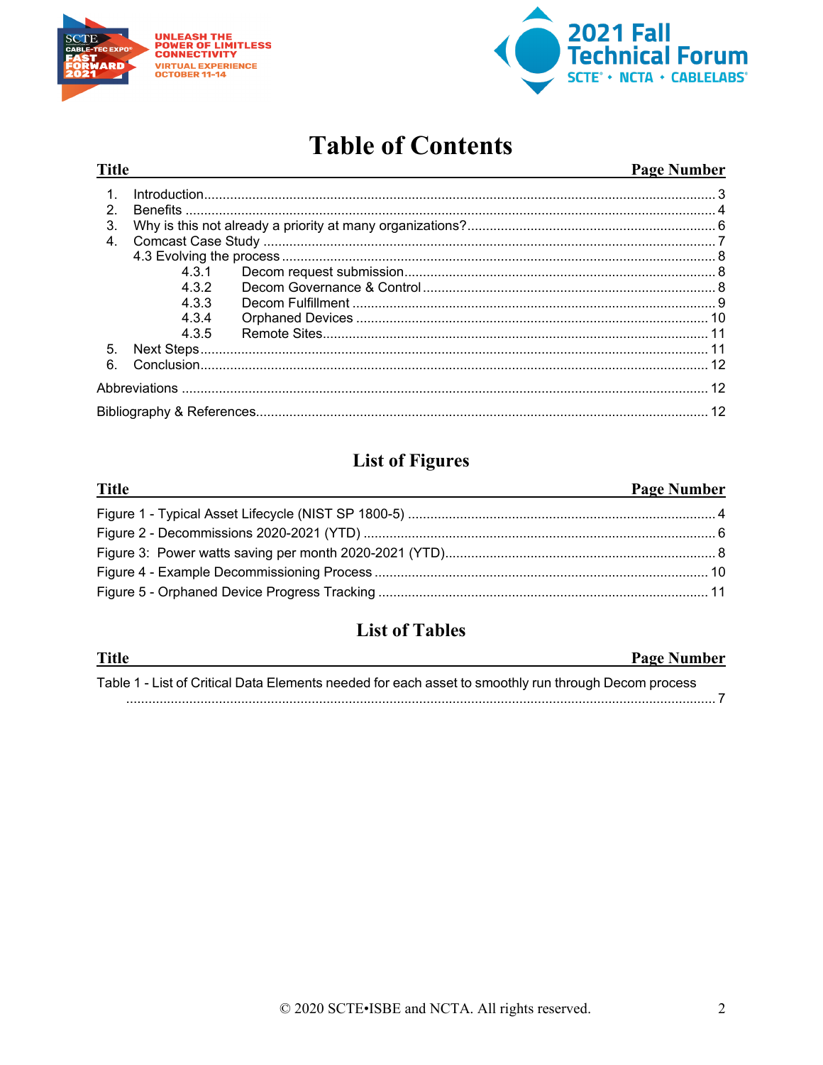# Table of Contents

| Title | Page Number |
|---|---|
| 1. Introduction | 3 |
| 2. Benefits | 4 |
| 3. Why is this not already a priority at many organizations? | 6 |
| 4. Comcast Case Study | 7 |
| 4.3 Evolving the process | 8 |
| 4.3.1 Decom request submission | 8 |
| 4.3.2 Decom Governance & Control | 8 |
| 4.3.3 Decom Fulfillment | 9 |
| 4.3.4 Orphaned Devices | 10 |
| 4.3.5 Remote Sites | 11 |
| 5. Next Steps | 11 |
| 6. Conclusion | 12 |
| Abbreviations | 12 |
| Bibliography & References | 12 |

## List of Figures

| Title | Page Number |
|---|---|
| Figure 1 - Typical Asset Lifecycle (NIST SP 1800-5) | 4 |
| Figure 2 - Decommissions 2020-2021 (YTD) | 6 |
| Figure 3: Power watts saving per month 2020-2021 (YTD) | 8 |
| Figure 4 - Example Decommissioning Process | 10 |
| Figure 5 - Orphaned Device Progress Tracking | 11 |

## List of Tables

| Title | Page Number |
|---|---|
| Table 1 - List of Critical Data Elements needed for each asset to smoothly run through Decom process | 7 |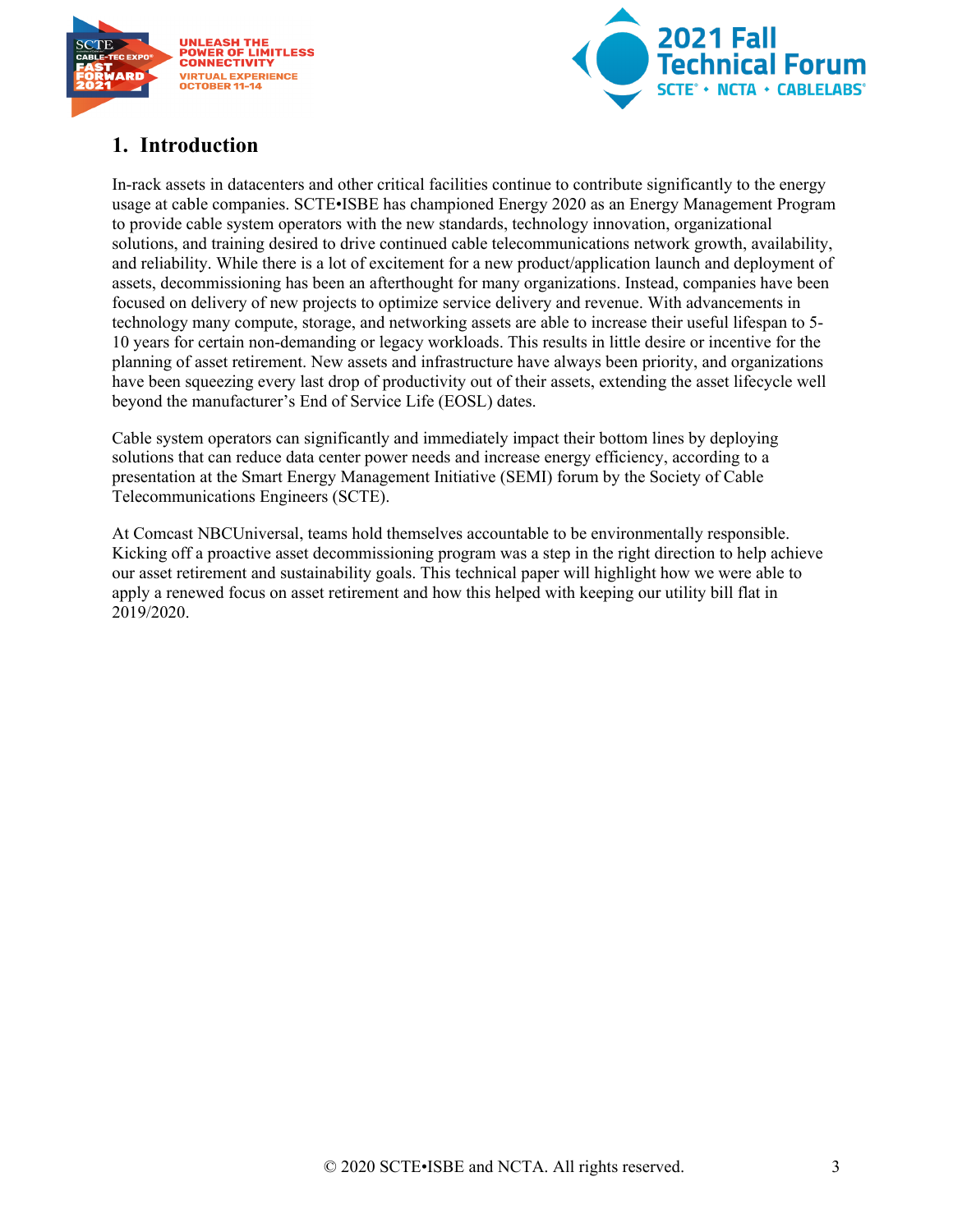# 1. Introduction

In-rack assets in datacenters and other critical facilities continue to contribute significantly to the energy usage at cable companies. SCTE•ISBE has championed Energy 2020 as an Energy Management Program to provide cable system operators with the new standards, technology innovation, organizational solutions, and training desired to drive continued cable telecommunications network growth, availability, and reliability. While there is a lot of excitement for a new product/application launch and deployment of assets, decommissioning has been an afterthought for many organizations. Instead, companies have been focused on delivery of new projects to optimize service delivery and revenue. With advancements in technology many compute, storage, and networking assets are able to increase their useful lifespan to 5-10 years for certain non-demanding or legacy workloads. This results in little desire or incentive for the planning of asset retirement. New assets and infrastructure have always been priority, and organizations have been squeezing every last drop of productivity out of their assets, extending the asset lifecycle well beyond the manufacturer's End of Service Life (EOSL) dates.

Cable system operators can significantly and immediately impact their bottom lines by deploying solutions that can reduce data center power needs and increase energy efficiency, according to a presentation at the Smart Energy Management Initiative (SEMI) forum by the Society of Cable Telecommunications Engineers (SCTE).

At Comcast NBCUniversal, teams hold themselves accountable to be environmentally responsible. Kicking off a proactive asset decommissioning program was a step in the right direction to help achieve our asset retirement and sustainability goals. This technical paper will highlight how we were able to apply a renewed focus on asset retirement and how this helped with keeping our utility bill flat in 2019/2020.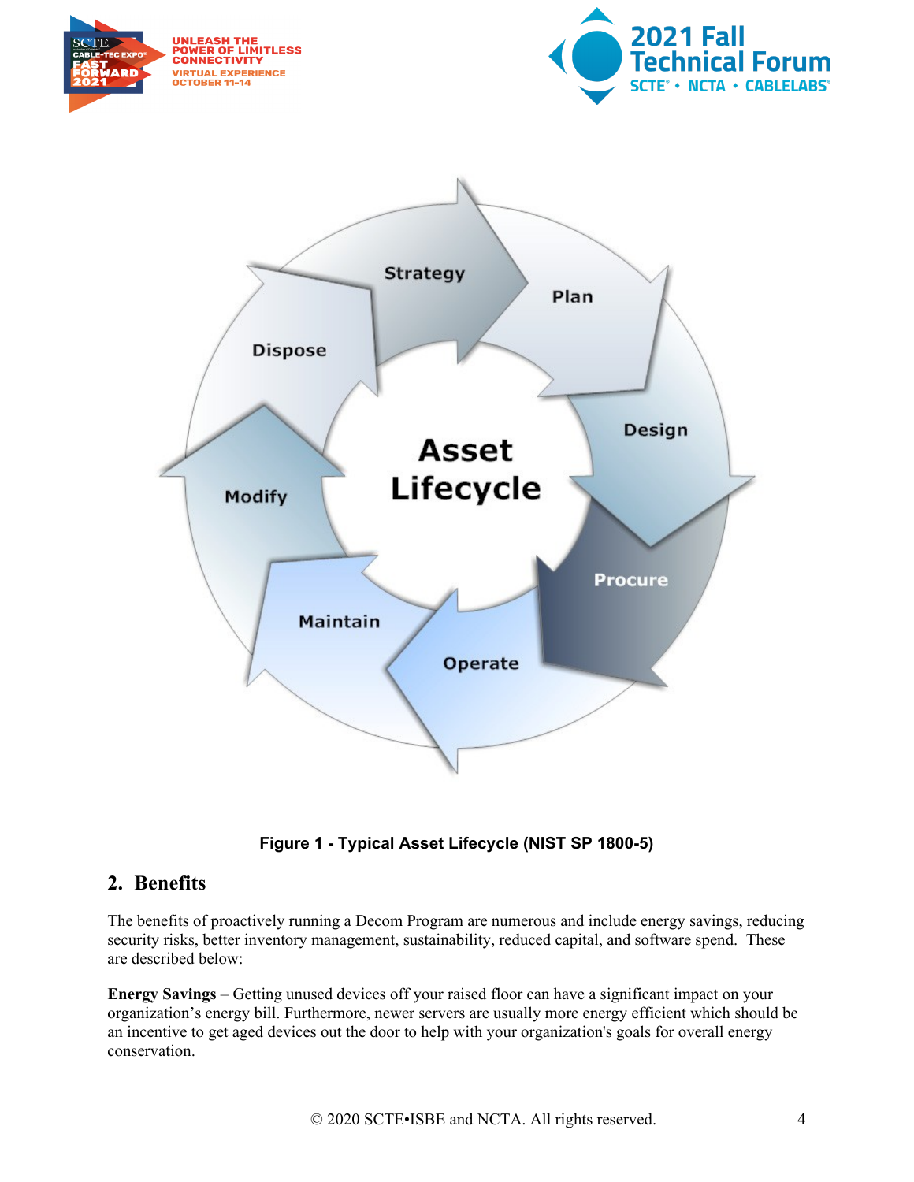Figure 1 - Typical Asset Lifecycle (NIST SP 1800-5)

## 2. Benefits

The benefits of proactively running a Decom Program are numerous and include energy savings, reducing security risks, better inventory management, sustainability, reduced capital, and software spend. These are described below:

**Energy Savings** – Getting unused devices off your raised floor can have a significant impact on your organization's energy bill. Furthermore, newer servers are usually more energy efficient which should be an incentive to get aged devices out the door to help with your organization's goals for overall energy conservation.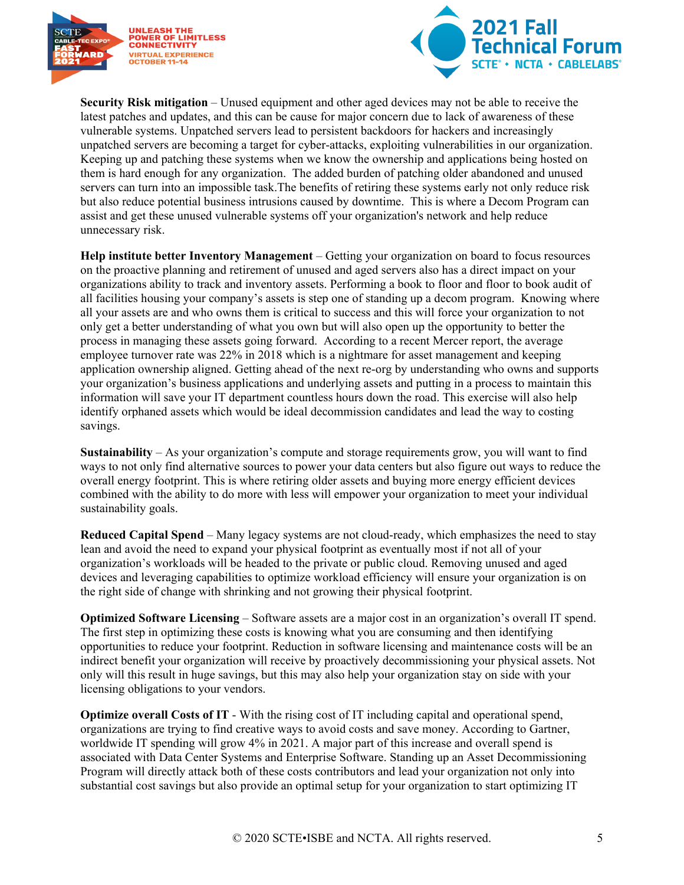**Security Risk mitigation** – Unused equipment and other aged devices may not be able to receive the latest patches and updates, and this can be cause for major concern due to lack of awareness of these vulnerable systems. Unpatched servers lead to persistent backdoors for hackers and increasingly unpatched servers are becoming a target for cyber-attacks, exploiting vulnerabilities in our organization. Keeping up and patching these systems when we know the ownership and applications being hosted on them is hard enough for any organization. The added burden of patching older abandoned and unused servers can turn into an impossible task.The benefits of retiring these systems early not only reduce risk but also reduce potential business intrusions caused by downtime. This is where a Decom Program can assist and get these unused vulnerable systems off your organization's network and help reduce unnecessary risk.

**Help institute better Inventory Management** – Getting your organization on board to focus resources on the proactive planning and retirement of unused and aged servers also has a direct impact on your organizations ability to track and inventory assets. Performing a book to floor and floor to book audit of all facilities housing your company's assets is step one of standing up a decom program. Knowing where all your assets are and who owns them is critical to success and this will force your organization to not only get a better understanding of what you own but will also open up the opportunity to better the process in managing these assets going forward. According to a recent Mercer report, the average employee turnover rate was 22% in 2018 which is a nightmare for asset management and keeping application ownership aligned. Getting ahead of the next re-org by understanding who owns and supports your organization's business applications and underlying assets and putting in a process to maintain this information will save your IT department countless hours down the road. This exercise will also help identify orphaned assets which would be ideal decommission candidates and lead the way to costing savings.

**Sustainability** – As your organization's compute and storage requirements grow, you will want to find ways to not only find alternative sources to power your data centers but also figure out ways to reduce the overall energy footprint. This is where retiring older assets and buying more energy efficient devices combined with the ability to do more with less will empower your organization to meet your individual sustainability goals.

**Reduced Capital Spend** – Many legacy systems are not cloud-ready, which emphasizes the need to stay lean and avoid the need to expand your physical footprint as eventually most if not all of your organization's workloads will be headed to the private or public cloud. Removing unused and aged devices and leveraging capabilities to optimize workload efficiency will ensure your organization is on the right side of change with shrinking and not growing their physical footprint.

**Optimized Software Licensing** – Software assets are a major cost in an organization's overall IT spend. The first step in optimizing these costs is knowing what you are consuming and then identifying opportunities to reduce your footprint. Reduction in software licensing and maintenance costs will be an indirect benefit your organization will receive by proactively decommissioning your physical assets. Not only will this result in huge savings, but this may also help your organization stay on side with your licensing obligations to your vendors.

**Optimize overall Costs of IT** - With the rising cost of IT including capital and operational spend, organizations are trying to find creative ways to avoid costs and save money. According to Gartner, worldwide IT spending will grow 4% in 2021. A major part of this increase and overall spend is associated with Data Center Systems and Enterprise Software. Standing up an Asset Decommissioning Program will directly attack both of these costs contributors and lead your organization not only into substantial cost savings but also provide an optimal setup for your organization to start optimizing IT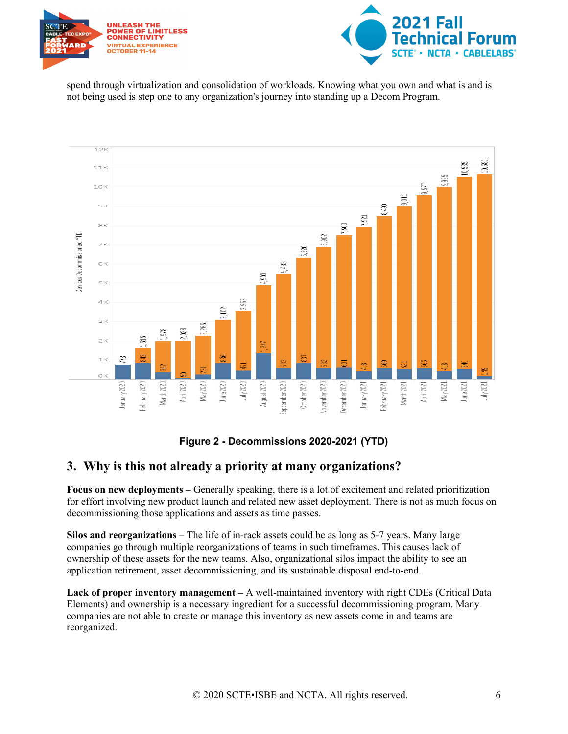spend through virtualization and consolidation of workloads. Knowing what you own and what is and is not being used is step one to any organization's journey into standing up a Decom Program.

**Figure 2 - Decommissions 2020-2021 (YTD)**

## 3. Why is this not already a priority at many organizations?

**Focus on new deployments –** Generally speaking, there is a lot of excitement and related prioritization for effort involving new product launch and related new asset deployment. There is not as much focus on decommissioning those applications and assets as time passes.

**Silos and reorganizations** – The life of in-rack assets could be as long as 5-7 years. Many large companies go through multiple reorganizations of teams in such timeframes. This causes lack of ownership of these assets for the new teams. Also, organizational silos impact the ability to see an application retirement, asset decommissioning, and its sustainable disposal end-to-end.

**Lack of proper inventory management –** A well-maintained inventory with right CDEs (Critical Data Elements) and ownership is a necessary ingredient for a successful decommissioning program. Many companies are not able to create or manage this inventory as new assets come in and teams are reorganized.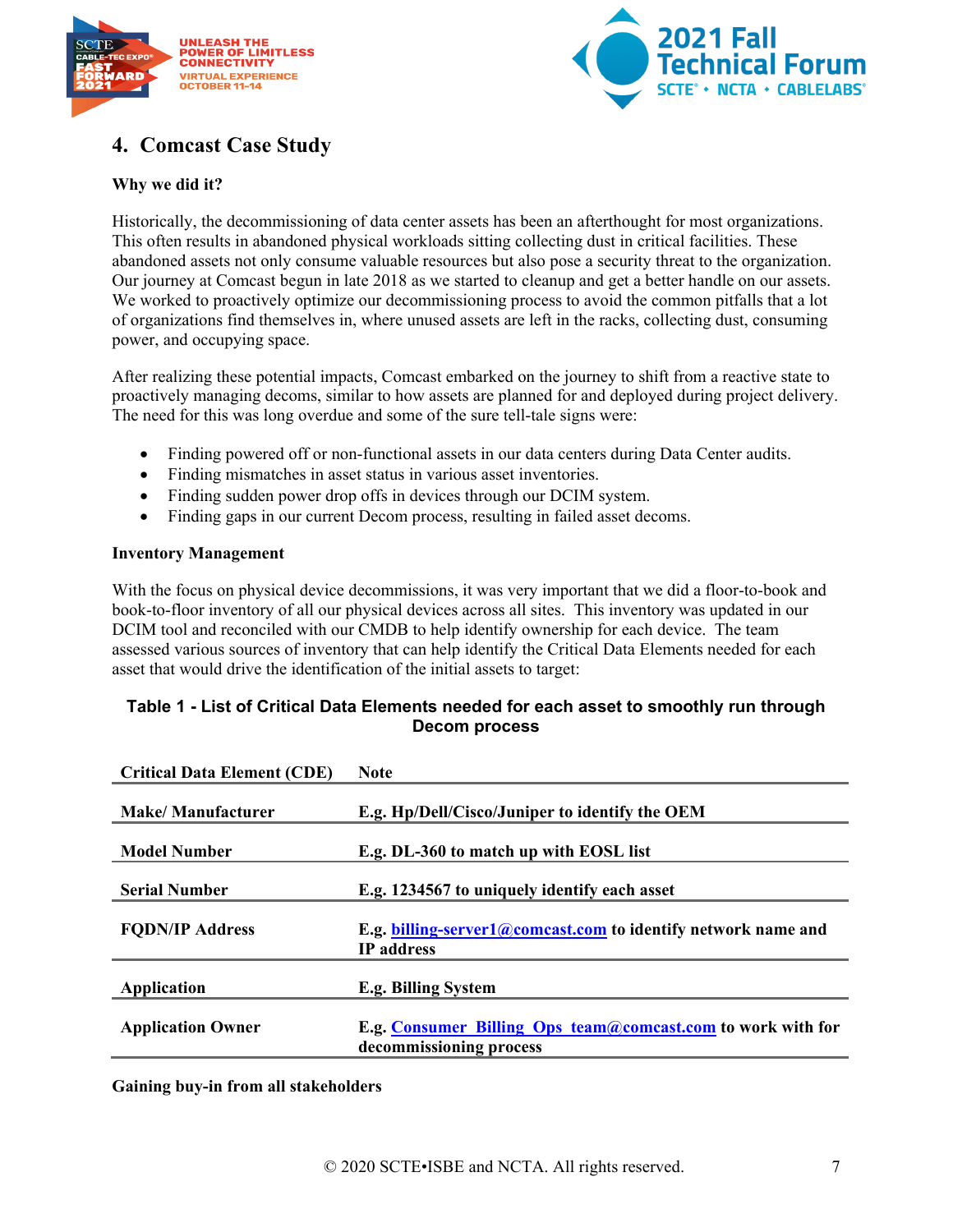## 4. Comcast Case Study

**Why we did it?**

Historically, the decommissioning of data center assets has been an afterthought for most organizations. This often results in abandoned physical workloads sitting collecting dust in critical facilities. These abandoned assets not only consume valuable resources but also pose a security threat to the organization. Our journey at Comcast begun in late 2018 as we started to cleanup and get a better handle on our assets. We worked to proactively optimize our decommissioning process to avoid the common pitfalls that a lot of organizations find themselves in, where unused assets are left in the racks, collecting dust, consuming power, and occupying space.

After realizing these potential impacts, Comcast embarked on the journey to shift from a reactive state to proactively managing decoms, similar to how assets are planned for and deployed during project delivery. The need for this was long overdue and some of the sure tell-tale signs were:

- Finding powered off or non-functional assets in our data centers during Data Center audits.
- Finding mismatches in asset status in various asset inventories.
- Finding sudden power drop offs in devices through our DCIM system.
- Finding gaps in our current Decom process, resulting in failed asset decoms.

**Inventory Management**

With the focus on physical device decommissions, it was very important that we did a floor-to-book and book-to-floor inventory of all our physical devices across all sites. This inventory was updated in our DCIM tool and reconciled with our CMDB to help identify ownership for each device. The team assessed various sources of inventory that can help identify the Critical Data Elements needed for each asset that would drive the identification of the initial assets to target:

**Table 1 - List of Critical Data Elements needed for each asset to smoothly run through Decom process**

| Critical Data Element (CDE) | Note |
|---|---|
| Make/ Manufacturer | E.g. Hp/Dell/Cisco/Juniper to identify the OEM |
| Model Number | E.g. DL-360 to match up with EOSL list |
| Serial Number | E.g. 1234567 to uniquely identify each asset |
| FQDN/IP Address | E.g. billing-server1@comcast.com to identify network name and IP address |
| Application | E.g. Billing System |
| Application Owner | E.g. Consumer_Billing_Ops_team@comcast.com to work with for decommissioning process |

**Gaining buy-in from all stakeholders**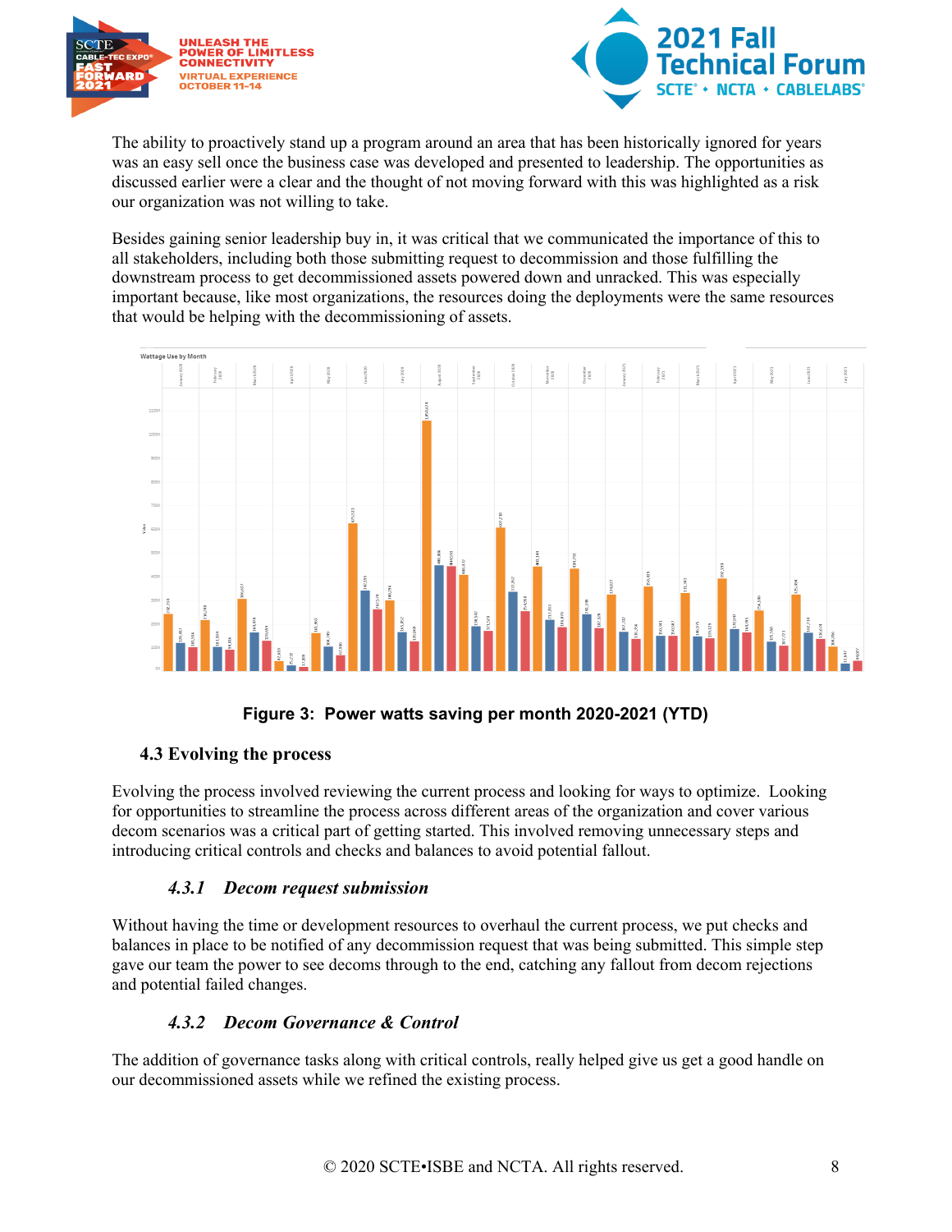The ability to proactively stand up a program around an area that has been historically ignored for years was an easy sell once the business case was developed and presented to leadership. The opportunities as discussed earlier were a clear and the thought of not moving forward with this was highlighted as a risk our organization was not willing to take.

Besides gaining senior leadership buy in, it was critical that we communicated the importance of this to all stakeholders, including both those submitting request to decommission and those fulfilling the downstream process to get decommissioned assets powered down and unracked. This was especially important because, like most organizations, the resources doing the deployments were the same resources that would be helping with the decommissioning of assets.

**Figure 3: Power watts saving per month 2020-2021 (YTD)**

### 4.3 Evolving the process

Evolving the process involved reviewing the current process and looking for ways to optimize. Looking for opportunities to streamline the process across different areas of the organization and cover various decom scenarios was a critical part of getting started. This involved removing unnecessary steps and introducing critical controls and checks and balances to avoid potential fallout.

#### *4.3.1 Decom request submission*

Without having the time or development resources to overhaul the current process, we put checks and balances in place to be notified of any decommission request that was being submitted. This simple step gave our team the power to see decoms through to the end, catching any fallout from decom rejections and potential failed changes.

#### *4.3.2 Decom Governance & Control*

The addition of governance tasks along with critical controls, really helped give us get a good handle on our decommissioned assets while we refined the existing process.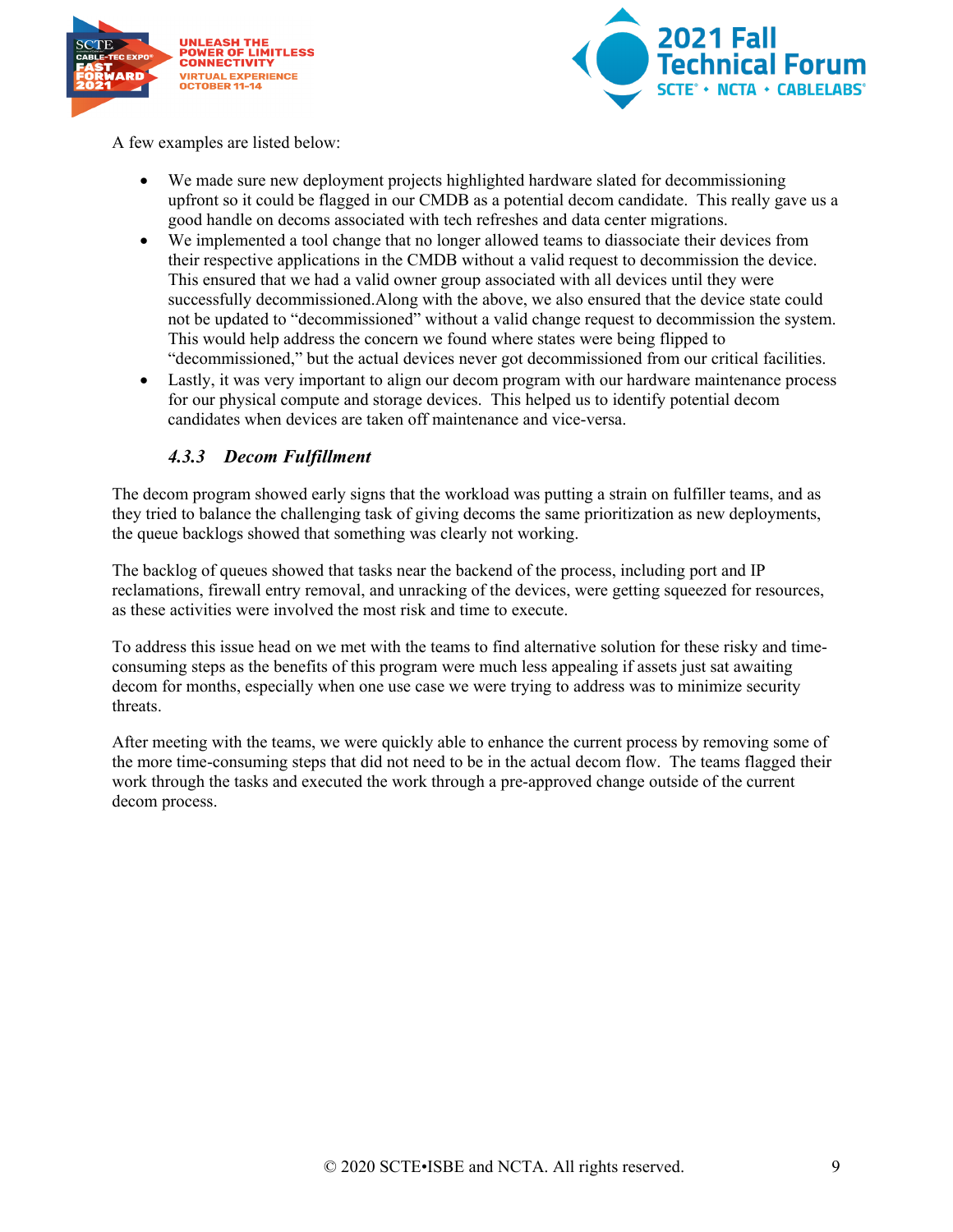A few examples are listed below:

- We made sure new deployment projects highlighted hardware slated for decommissioning upfront so it could be flagged in our CMDB as a potential decom candidate. This really gave us a good handle on decoms associated with tech refreshes and data center migrations.
- We implemented a tool change that no longer allowed teams to diassociate their devices from their respective applications in the CMDB without a valid request to decommission the device. This ensured that we had a valid owner group associated with all devices until they were successfully decommissioned.Along with the above, we also ensured that the device state could not be updated to "decommissioned" without a valid change request to decommission the system. This would help address the concern we found where states were being flipped to "decommissioned," but the actual devices never got decommissioned from our critical facilities.
- Lastly, it was very important to align our decom program with our hardware maintenance process for our physical compute and storage devices. This helped us to identify potential decom candidates when devices are taken off maintenance and vice-versa.

### *4.3.3 Decom Fulfillment*

The decom program showed early signs that the workload was putting a strain on fulfiller teams, and as they tried to balance the challenging task of giving decoms the same prioritization as new deployments, the queue backlogs showed that something was clearly not working.

The backlog of queues showed that tasks near the backend of the process, including port and IP reclamations, firewall entry removal, and unracking of the devices, were getting squeezed for resources, as these activities were involved the most risk and time to execute.

To address this issue head on we met with the teams to find alternative solution for these risky and time-consuming steps as the benefits of this program were much less appealing if assets just sat awaiting decom for months, especially when one use case we were trying to address was to minimize security threats.

After meeting with the teams, we were quickly able to enhance the current process by removing some of the more time-consuming steps that did not need to be in the actual decom flow. The teams flagged their work through the tasks and executed the work through a pre-approved change outside of the current decom process.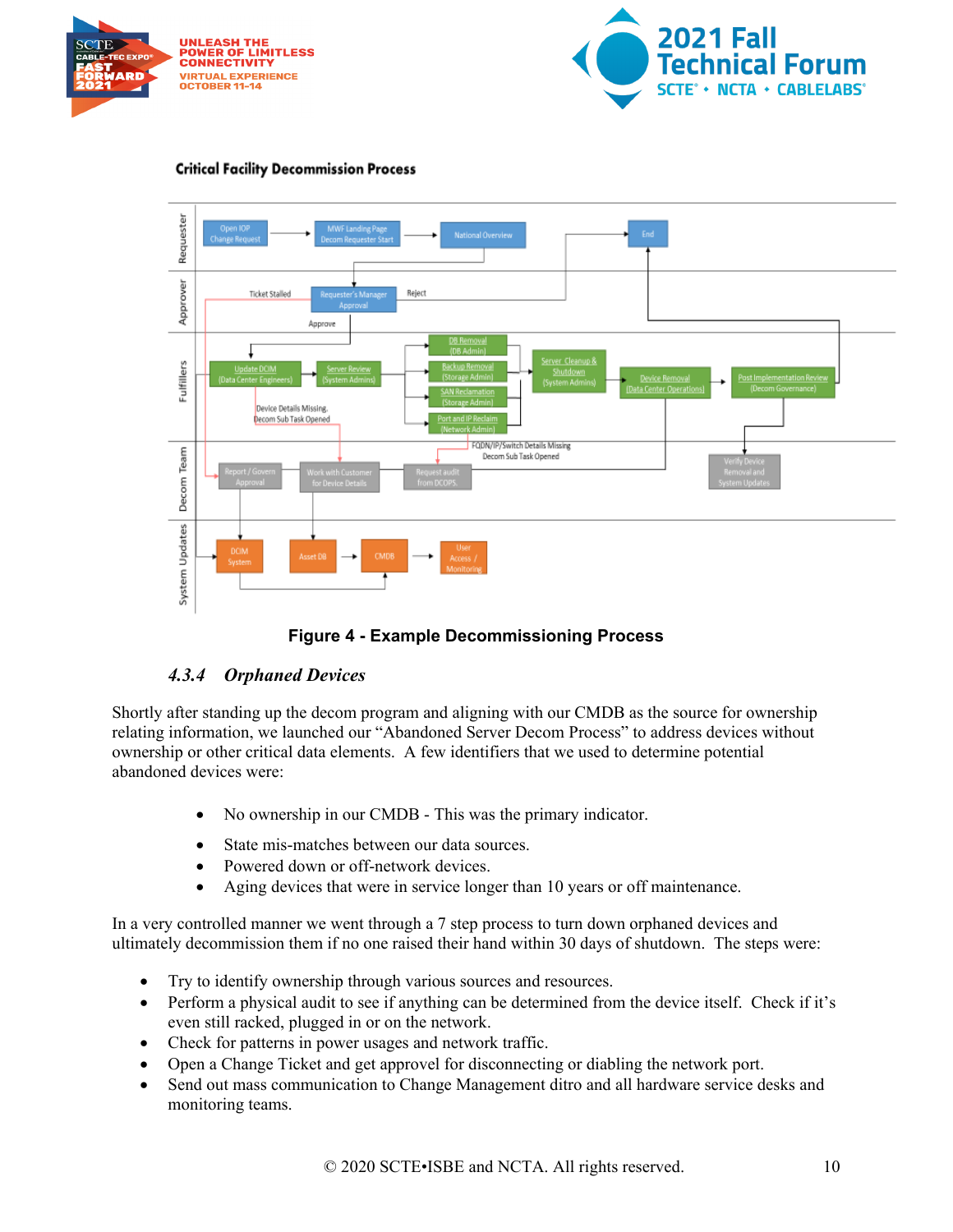**Critical Facility Decommission Process**

Figure 4 - Example Decommissioning Process

### 4.3.4 *Orphaned Devices*

Shortly after standing up the decom program and aligning with our CMDB as the source for ownership relating information, we launched our "Abandoned Server Decom Process" to address devices without ownership or other critical data elements. A few identifiers that we used to determine potential abandoned devices were:

- No ownership in our CMDB - This was the primary indicator.
- State mis-matches between our data sources.
- Powered down or off-network devices.
- Aging devices that were in service longer than 10 years or off maintenance.

In a very controlled manner we went through a 7 step process to turn down orphaned devices and ultimately decommission them if no one raised their hand within 30 days of shutdown. The steps were:

- Try to identify ownership through various sources and resources.
- Perform a physical audit to see if anything can be determined from the device itself. Check if it's even still racked, plugged in or on the network.
- Check for patterns in power usages and network traffic.
- Open a Change Ticket and get approval for disconnecting or diabling the network port.
- Send out mass communication to Change Management ditro and all hardware service desks and monitoring teams.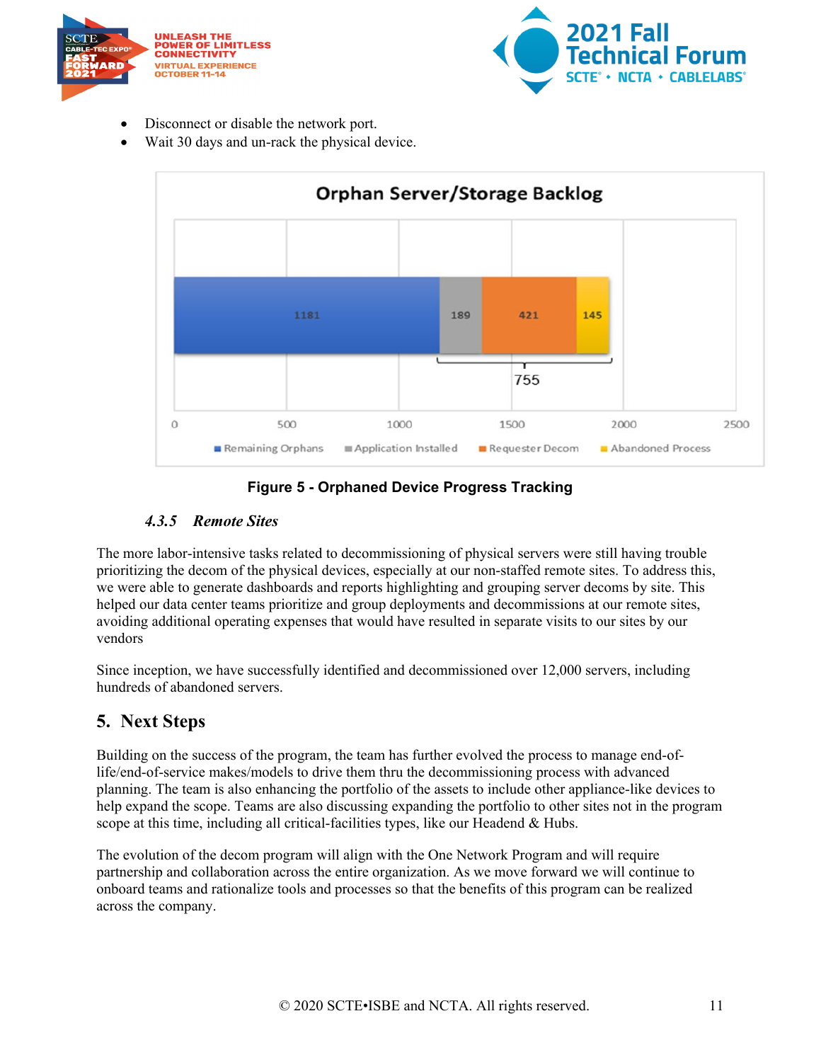- Disconnect or disable the network port.
- Wait 30 days and un-rack the physical device.

**Figure 5 - Orphaned Device Progress Tracking**

#### *4.3.5 Remote Sites*

The more labor-intensive tasks related to decommissioning of physical servers were still having trouble prioritizing the decom of the physical devices, especially at our non-staffed remote sites. To address this, we were able to generate dashboards and reports highlighting and grouping server decoms by site. This helped our data center teams prioritize and group deployments and decommissions at our remote sites, avoiding additional operating expenses that would have resulted in separate visits to our sites by our vendors

Since inception, we have successfully identified and decommissioned over 12,000 servers, including hundreds of abandoned servers.

## 5. Next Steps

Building on the success of the program, the team has further evolved the process to manage end-of-life/end-of-service makes/models to drive them thru the decommissioning process with advanced planning. The team is also enhancing the portfolio of the assets to include other appliance-like devices to help expand the scope. Teams are also discussing expanding the portfolio to other sites not in the program scope at this time, including all critical-facilities types, like our Headend & Hubs.

The evolution of the decom program will align with the One Network Program and will require partnership and collaboration across the entire organization. As we move forward we will continue to onboard teams and rationalize tools and processes so that the benefits of this program can be realized across the company.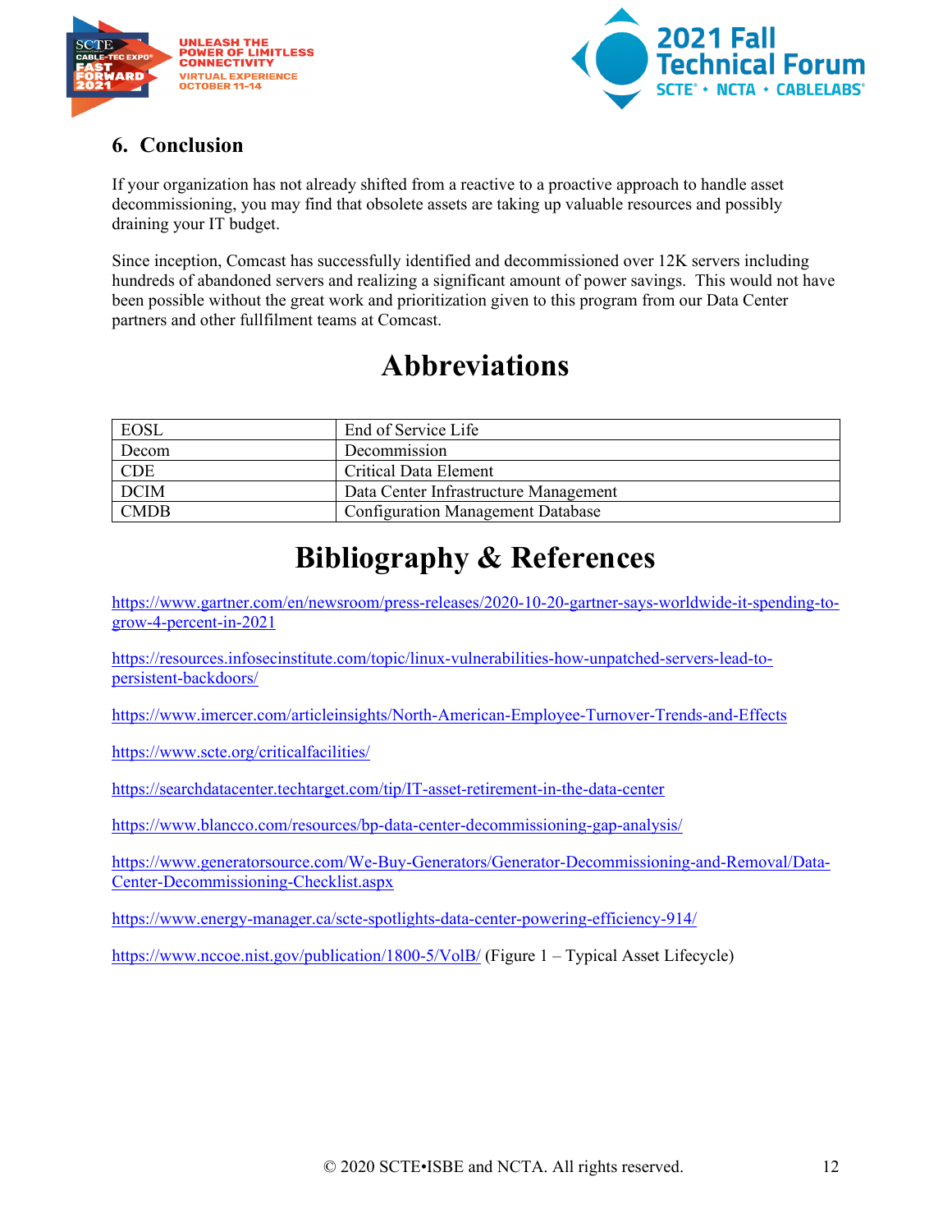## 6. Conclusion

If your organization has not already shifted from a reactive to a proactive approach to handle asset decommissioning, you may find that obsolete assets are taking up valuable resources and possibly draining your IT budget.

Since inception, Comcast has successfully identified and decommissioned over 12K servers including hundreds of abandoned servers and realizing a significant amount of power savings. This would not have been possible without the great work and prioritization given to this program from our Data Center partners and other fullfilment teams at Comcast.

# Abbreviations

| | |
|---|---|
| EOSL | End of Service Life |
| Decom | Decommission |
| CDE | Critical Data Element |
| DCIM | Data Center Infrastructure Management |
| CMDB | Configuration Management Database |

# Bibliography & References

https://www.gartner.com/en/newsroom/press-releases/2020-10-20-gartner-says-worldwide-it-spending-to-grow-4-percent-in-2021

https://resources.infosecinstitute.com/topic/linux-vulnerabilities-how-unpatched-servers-lead-to-persistent-backdoors/

https://www.imercer.com/articleinsights/North-American-Employee-Turnover-Trends-and-Effects

https://www.scte.org/criticalfacilities/

https://searchdatacenter.techtarget.com/tip/IT-asset-retirement-in-the-data-center

https://www.blancco.com/resources/bp-data-center-decommissioning-gap-analysis/

https://www.generatorsource.com/We-Buy-Generators/Generator-Decommissioning-and-Removal/Data-Center-Decommissioning-Checklist.aspx

https://www.energy-manager.ca/scte-spotlights-data-center-powering-efficiency-914/

https://www.nccoe.nist.gov/publication/1800-5/VolB/ (Figure 1 – Typical Asset Lifecycle)